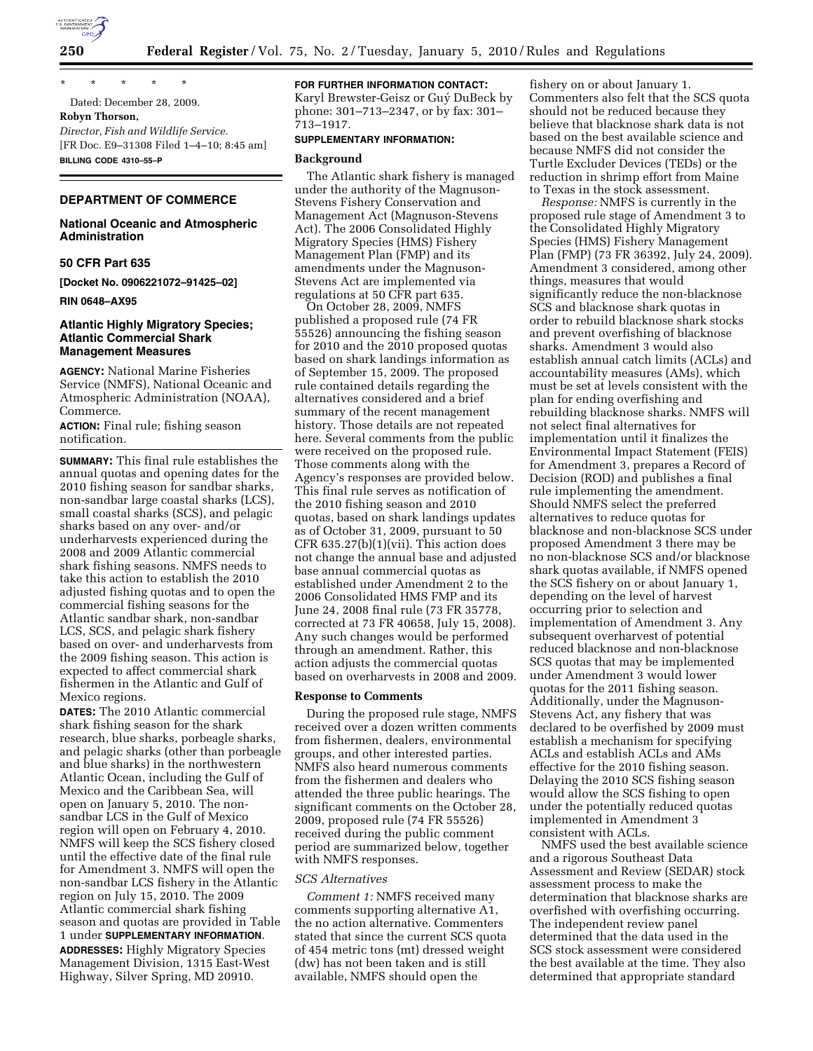\* \* \* \* \*

Dated: December 28, 2009.

**Robyn Thorson,**

*Director, Fish and Wildlife Service.*

[FR Doc. E9–31308 Filed 1–4–10; 8:45 am]

**BILLING CODE 4310–55–P**

## DEPARTMENT OF COMMERCE

### National Oceanic and Atmospheric Administration

### 50 CFR Part 635

**[Docket No. 0906221072–91425–02]**

**RIN 0648–AX95**

### Atlantic Highly Migratory Species; Atlantic Commercial Shark Management Measures

**AGENCY:** National Marine Fisheries Service (NMFS), National Oceanic and Atmospheric Administration (NOAA), Commerce.

**ACTION:** Final rule; fishing season notification.

**SUMMARY:** This final rule establishes the annual quotas and opening dates for the 2010 fishing season for sandbar sharks, non-sandbar large coastal sharks (LCS), small coastal sharks (SCS), and pelagic sharks based on any over- and/or underharvests experienced during the 2008 and 2009 Atlantic commercial shark fishing seasons. NMFS needs to take this action to establish the 2010 adjusted fishing quotas and to open the commercial fishing seasons for the Atlantic sandbar shark, non-sandbar LCS, SCS, and pelagic shark fishery based on over- and underharvests from the 2009 fishing season. This action is expected to affect commercial shark fishermen in the Atlantic and Gulf of Mexico regions.

**DATES:** The 2010 Atlantic commercial shark fishing season for the shark research, blue sharks, porbeagle sharks, and pelagic sharks (other than porbeagle and blue sharks) in the northwestern Atlantic Ocean, including the Gulf of Mexico and the Caribbean Sea, will open on January 5, 2010. The non-sandbar LCS in the Gulf of Mexico region will open on February 4, 2010. NMFS will keep the SCS fishery closed until the effective date of the final rule for Amendment 3. NMFS will open the non-sandbar LCS fishery in the Atlantic region on July 15, 2010. The 2009 Atlantic commercial shark fishing season and quotas are provided in Table 1 under **SUPPLEMENTARY INFORMATION**.

**ADDRESSES:** Highly Migratory Species Management Division, 1315 East-West Highway, Silver Spring, MD 20910.

**FOR FURTHER INFORMATION CONTACT:** Karyl Brewster-Geisz or Guý DuBeck by phone: 301–713–2347, or by fax: 301–713–1917.

**SUPPLEMENTARY INFORMATION:**

#### Background

The Atlantic shark fishery is managed under the authority of the Magnuson-Stevens Fishery Conservation and Management Act (Magnuson-Stevens Act). The 2006 Consolidated Highly Migratory Species (HMS) Fishery Management Plan (FMP) and its amendments under the Magnuson-Stevens Act are implemented via regulations at 50 CFR part 635.

On October 28, 2009, NMFS published a proposed rule (74 FR 55526) announcing the fishing season for 2010 and the 2010 proposed quotas based on shark landings information as of September 15, 2009. The proposed rule contained details regarding the alternatives considered and a brief summary of the recent management history. Those details are not repeated here. Several comments from the public were received on the proposed rule. Those comments along with the Agency's responses are provided below. This final rule serves as notification of the 2010 fishing season and 2010 quotas, based on shark landings updates as of October 31, 2009, pursuant to 50 CFR 635.27(b)(1)(vii). This action does not change the annual base and adjusted base annual commercial quotas as established under Amendment 2 to the 2006 Consolidated HMS FMP and its June 24, 2008 final rule (73 FR 35778, corrected at 73 FR 40658, July 15, 2008). Any such changes would be performed through an amendment. Rather, this action adjusts the commercial quotas based on overharvests in 2008 and 2009.

#### Response to Comments

During the proposed rule stage, NMFS received over a dozen written comments from fishermen, dealers, environmental groups, and other interested parties. NMFS also heard numerous comments from the fishermen and dealers who attended the three public hearings. The significant comments on the October 28, 2009, proposed rule (74 FR 55526) received during the public comment period are summarized below, together with NMFS responses.

##### *SCS Alternatives*

*Comment 1:* NMFS received many comments supporting alternative A1, the no action alternative. Commenters stated that since the current SCS quota of 454 metric tons (mt) dressed weight (dw) has not been taken and is still available, NMFS should open the fishery on or about January 1. Commenters also felt that the SCS quota should not be reduced because they believe that blacknose shark data is not based on the best available science and because NMFS did not consider the Turtle Excluder Devices (TEDs) or the reduction in shrimp effort from Maine to Texas in the stock assessment.

*Response:* NMFS is currently in the proposed rule stage of Amendment 3 to the Consolidated Highly Migratory Species (HMS) Fishery Management Plan (FMP) (73 FR 36392, July 24, 2009). Amendment 3 considered, among other things, measures that would significantly reduce the non-blacknose SCS and blacknose shark quotas in order to rebuild blacknose shark stocks and prevent overfishing of blacknose sharks. Amendment 3 would also establish annual catch limits (ACLs) and accountability measures (AMs), which must be set at levels consistent with the plan for ending overfishing and rebuilding blacknose sharks. NMFS will not select final alternatives for implementation until it finalizes the Environmental Impact Statement (FEIS) for Amendment 3, prepares a Record of Decision (ROD) and publishes a final rule implementing the amendment. Should NMFS select the preferred alternatives to reduce quotas for blacknose and non-blacknose SCS under proposed Amendment 3 there may be no non-blacknose SCS and/or blacknose shark quotas available, if NMFS opened the SCS fishery on or about January 1, depending on the level of harvest occurring prior to selection and implementation of Amendment 3. Any subsequent overharvest of potential reduced blacknose and non-blacknose SCS quotas that may be implemented under Amendment 3 would lower quotas for the 2011 fishing season. Additionally, under the Magnuson-Stevens Act, any fishery that was declared to be overfished by 2009 must establish a mechanism for specifying ACLs and establish ACLs and AMs effective for the 2010 fishing season. Delaying the 2010 SCS fishing season would allow the SCS fishing to open under the potentially reduced quotas implemented in Amendment 3 consistent with ACLs.

NMFS used the best available science and a rigorous Southeast Data Assessment and Review (SEDAR) stock assessment process to make the determination that blacknose sharks are overfished with overfishing occurring. The independent review panel determined that the data used in the SCS stock assessment were considered the best available at the time. They also determined that appropriate standard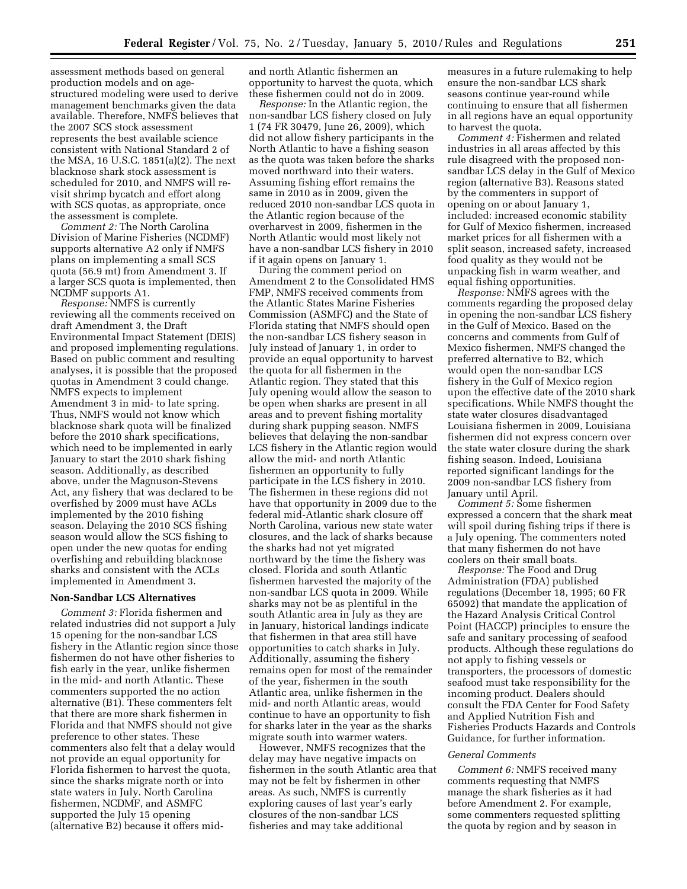assessment methods based on general production models and on age-structured modeling were used to derive management benchmarks given the data available. Therefore, NMFS believes that the 2007 SCS stock assessment represents the best available science consistent with National Standard 2 of the MSA, 16 U.S.C. 1851(a)(2). The next blacknose shark stock assessment is scheduled for 2010, and NMFS will re-visit shrimp bycatch and effort along with SCS quotas, as appropriate, once the assessment is complete.

*Comment 2:* The North Carolina Division of Marine Fisheries (NCDMF) supports alternative A2 only if NMFS plans on implementing a small SCS quota (56.9 mt) from Amendment 3. If a larger SCS quota is implemented, then NCDMF supports A1.

*Response:* NMFS is currently reviewing all the comments received on draft Amendment 3, the Draft Environmental Impact Statement (DEIS) and proposed implementing regulations. Based on public comment and resulting analyses, it is possible that the proposed quotas in Amendment 3 could change. NMFS expects to implement Amendment 3 in mid- to late spring. Thus, NMFS would not know which blacknose shark quota will be finalized before the 2010 shark specifications, which need to be implemented in early January to start the 2010 shark fishing season. Additionally, as described above, under the Magnuson-Stevens Act, any fishery that was declared to be overfished by 2009 must have ACLs implemented by the 2010 fishing season. Delaying the 2010 SCS fishing season would allow the SCS fishing to open under the new quotas for ending overfishing and rebuilding blacknose sharks and consistent with the ACLs implemented in Amendment 3.

## Non-Sandbar LCS Alternatives

*Comment 3:* Florida fishermen and related industries did not support a July 15 opening for the non-sandbar LCS fishery in the Atlantic region since those fishermen do not have other fisheries to fish early in the year, unlike fishermen in the mid- and north Atlantic. These commenters supported the no action alternative (B1). These commenters felt that there are more shark fishermen in Florida and that NMFS should not give preference to other states. These commenters also felt that a delay would not provide an equal opportunity for Florida fishermen to harvest the quota, since the sharks migrate north or into state waters in July. North Carolina fishermen, NCDMF, and ASMFC supported the July 15 opening (alternative B2) because it offers mid- and north Atlantic fishermen an opportunity to harvest the quota, which these fishermen could not do in 2009.

*Response:* In the Atlantic region, the non-sandbar LCS fishery closed on July 1 (74 FR 30479, June 26, 2009), which did not allow fishery participants in the North Atlantic to have a fishing season as the quota was taken before the sharks moved northward into their waters. Assuming fishing effort remains the same in 2010 as in 2009, given the reduced 2010 non-sandbar LCS quota in the Atlantic region because of the overharvest in 2009, fishermen in the North Atlantic would most likely not have a non-sandbar LCS fishery in 2010 if it again opens on January 1.

During the comment period on Amendment 2 to the Consolidated HMS FMP, NMFS received comments from the Atlantic States Marine Fisheries Commission (ASMFC) and the State of Florida stating that NMFS should open the non-sandbar LCS fishery season in July instead of January 1, in order to provide an equal opportunity to harvest the quota for all fishermen in the Atlantic region. They stated that this July opening would allow the season to be open when sharks are present in all areas and to prevent fishing mortality during shark pupping season. NMFS believes that delaying the non-sandbar LCS fishery in the Atlantic region would allow the mid- and north Atlantic fishermen an opportunity to fully participate in the LCS fishery in 2010. The fishermen in these regions did not have that opportunity in 2009 due to the federal mid-Atlantic shark closure off North Carolina, various new state water closures, and the lack of sharks because the sharks had not yet migrated northward by the time the fishery was closed. Florida and south Atlantic fishermen harvested the majority of the non-sandbar LCS quota in 2009. While sharks may not be as plentiful in the south Atlantic area in July as they are in January, historical landings indicate that fishermen in that area still have opportunities to catch sharks in July. Additionally, assuming the fishery remains open for most of the remainder of the year, fishermen in the south Atlantic area, unlike fishermen in the mid- and north Atlantic areas, would continue to have an opportunity to fish for sharks later in the year as the sharks migrate south into warmer waters.

However, NMFS recognizes that the delay may have negative impacts on fishermen in the south Atlantic area that may not be felt by fishermen in other areas. As such, NMFS is currently exploring causes of last year's early closures of the non-sandbar LCS fisheries and may take additional measures in a future rulemaking to help ensure the non-sandbar LCS shark seasons continue year-round while continuing to ensure that all fishermen in all regions have an equal opportunity to harvest the quota.

*Comment 4:* Fishermen and related industries in all areas affected by this rule disagreed with the proposed non-sandbar LCS delay in the Gulf of Mexico region (alternative B3). Reasons stated by the commenters in support of opening on or about January 1, included: increased economic stability for Gulf of Mexico fishermen, increased market prices for all fishermen with a split season, increased safety, increased food quality as they would not be unpacking fish in warm weather, and equal fishing opportunities.

*Response:* NMFS agrees with the comments regarding the proposed delay in opening the non-sandbar LCS fishery in the Gulf of Mexico. Based on the concerns and comments from Gulf of Mexico fishermen, NMFS changed the preferred alternative to B2, which would open the non-sandbar LCS fishery in the Gulf of Mexico region upon the effective date of the 2010 shark specifications. While NMFS thought the state water closures disadvantaged Louisiana fishermen in 2009, Louisiana fishermen did not express concern over the state water closure during the shark fishing season. Indeed, Louisiana reported significant landings for the 2009 non-sandbar LCS fishery from January until April.

*Comment 5:* Some fishermen expressed a concern that the shark meat will spoil during fishing trips if there is a July opening. The commenters noted that many fishermen do not have coolers on their small boats.

*Response:* The Food and Drug Administration (FDA) published regulations (December 18, 1995; 60 FR 65092) that mandate the application of the Hazard Analysis Critical Control Point (HACCP) principles to ensure the safe and sanitary processing of seafood products. Although these regulations do not apply to fishing vessels or transporters, the processors of domestic seafood must take responsibility for the incoming product. Dealers should consult the FDA Center for Food Safety and Applied Nutrition Fish and Fisheries Products Hazards and Controls Guidance, for further information.

### General Comments

*Comment 6:* NMFS received many comments requesting that NMFS manage the shark fisheries as it had before Amendment 2. For example, some commenters requested splitting the quota by region and by season in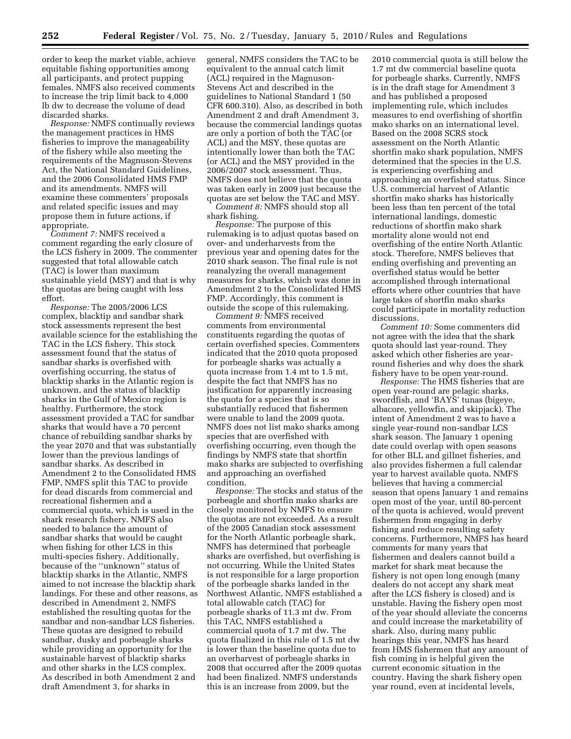order to keep the market viable, achieve equitable fishing opportunities among all participants, and protect pupping females. NMFS also received comments to increase the trip limit back to 4,000 lb dw to decrease the volume of dead discarded sharks.

*Response:* NMFS continually reviews the management practices in HMS fisheries to improve the manageability of the fishery while also meeting the requirements of the Magnuson-Stevens Act, the National Standard Guidelines, and the 2006 Consolidated HMS FMP and its amendments. NMFS will examine these commenters' proposals and related specific issues and may propose them in future actions, if appropriate.

*Comment 7:* NMFS received a comment regarding the early closure of the LCS fishery in 2009. The commenter suggested that total allowable catch (TAC) is lower than maximum sustainable yield (MSY) and that is why the quotas are being caught with less effort.

*Response:* The 2005/2006 LCS complex, blacktip and sandbar shark stock assessments represent the best available science for the establishing the TAC in the LCS fishery. This stock assessment found that the status of sandbar sharks is overfished with overfishing occurring, the status of blacktip sharks in the Atlantic region is unknown, and the status of blacktip sharks in the Gulf of Mexico region is healthy. Furthermore, the stock assessment provided a TAC for sandbar sharks that would have a 70 percent chance of rebuilding sandbar sharks by the year 2070 and that was substantially lower than the previous landings of sandbar sharks. As described in Amendment 2 to the Consolidated HMS FMP, NMFS split this TAC to provide for dead discards from commercial and recreational fishermen and a commercial quota, which is used in the shark research fishery. NMFS also needed to balance the amount of sandbar sharks that would be caught when fishing for other LCS in this multi-species fishery. Additionally, because of the ''unknown'' status of blacktip sharks in the Atlantic, NMFS aimed to not increase the blacktip shark landings. For these and other reasons, as described in Amendment 2, NMFS established the resulting quotas for the sandbar and non-sandbar LCS fisheries. These quotas are designed to rebuild sandbar, dusky and porbeagle sharks while providing an opportunity for the sustainable harvest of blacktip sharks and other sharks in the LCS complex. As described in both Amendment 2 and draft Amendment 3, for sharks in general, NMFS considers the TAC to be equivalent to the annual catch limit (ACL) required in the Magnuson-Stevens Act and described in the guidelines to National Standard 1 (50 CFR 600.310). Also, as described in both Amendment 2 and draft Amendment 3, because the commercial landings quotas are only a portion of both the TAC (or ACL) and the MSY, these quotas are intentionally lower than both the TAC (or ACL) and the MSY provided in the 2006/2007 stock assessment. Thus, NMFS does not believe that the quota was taken early in 2009 just because the quotas are set below the TAC and MSY.

*Comment 8:* NMFS should stop all shark fishing.

*Response:* The purpose of this rulemaking is to adjust quotas based on over- and underharvests from the previous year and opening dates for the 2010 shark season. The final rule is not reanalyzing the overall management measures for sharks, which was done in Amendment 2 to the Consolidated HMS FMP. Accordingly, this comment is outside the scope of this rulemaking.

*Comment 9:* NMFS received comments from environmental constituents regarding the quotas of certain overfished species. Commenters indicated that the 2010 quota proposed for porbeagle sharks was actually a quota increase from 1.4 mt to 1.5 mt, despite the fact that NMFS has no justification for apparently increasing the quota for a species that is so substantially reduced that fishermen were unable to land the 2009 quota. NMFS does not list mako sharks among species that are overfished with overfishing occurring, even though the findings by NMFS state that shortfin mako sharks are subjected to overfishing and approaching an overfished condition.

*Response:* The stocks and status of the porbeagle and shortfin mako sharks are closely monitored by NMFS to ensure the quotas are not exceeded. As a result of the 2005 Canadian stock assessment for the North Atlantic porbeagle shark, NMFS has determined that porbeagle sharks are overfished, but overfishing is not occurring. While the United States is not responsible for a large proportion of the porbeagle sharks landed in the Northwest Atlantic, NMFS established a total allowable catch (TAC) for porbeagle sharks of 11.3 mt dw. From this TAC, NMFS established a commercial quota of 1.7 mt dw. The quota finalized in this rule of 1.5 mt dw is lower than the baseline quota due to an overharvest of porbeagle sharks in 2008 that occurred after the 2009 quotas had been finalized. NMFS understands this is an increase from 2009, but the 2010 commercial quota is still below the 1.7 mt dw commercial baseline quota for porbeagle sharks. Currently, NMFS is in the draft stage for Amendment 3 and has published a proposed implementing rule, which includes measures to end overfishing of shortfin mako sharks on an international level. Based on the 2008 SCRS stock assessment on the North Atlantic shortfin mako shark population, NMFS determined that the species in the U.S. is experiencing overfishing and approaching an overfished status. Since U.S. commercial harvest of Atlantic shortfin mako sharks has historically been less than ten percent of the total international landings, domestic reductions of shortfin mako shark mortality alone would not end overfishing of the entire North Atlantic stock. Therefore, NMFS believes that ending overfishing and preventing an overfished status would be better accomplished through international efforts where other countries that have large takes of shortfin mako sharks could participate in mortality reduction discussions.

*Comment 10:* Some commenters did not agree with the idea that the shark quota should last year-round. They asked which other fisheries are year-round fisheries and why does the shark fishery have to be open year-round.

*Response:* The HMS fisheries that are open year-round are pelagic sharks, swordfish, and 'BAYS' tunas (bigeye, albacore, yellowfin, and skipjack). The intent of Amendment 2 was to have a single year-round non-sandbar LCS shark season. The January 1 opening date could overlap with open seasons for other BLL and gillnet fisheries, and also provides fishermen a full calendar year to harvest available quota. NMFS believes that having a commercial season that opens January 1 and remains open most of the year, until 80-percent of the quota is achieved, would prevent fishermen from engaging in derby fishing and reduce resulting safety concerns. Furthermore, NMFS has heard comments for many years that fishermen and dealers cannot build a market for shark meat because the fishery is not open long enough (many dealers do not accept any shark meat after the LCS fishery is closed) and is unstable. Having the fishery open most of the year should alleviate the concerns and could increase the marketability of shark. Also, during many public hearings this year, NMFS has heard from HMS fishermen that any amount of fish coming in is helpful given the current economic situation in the country. Having the shark fishery open year round, even at incidental levels,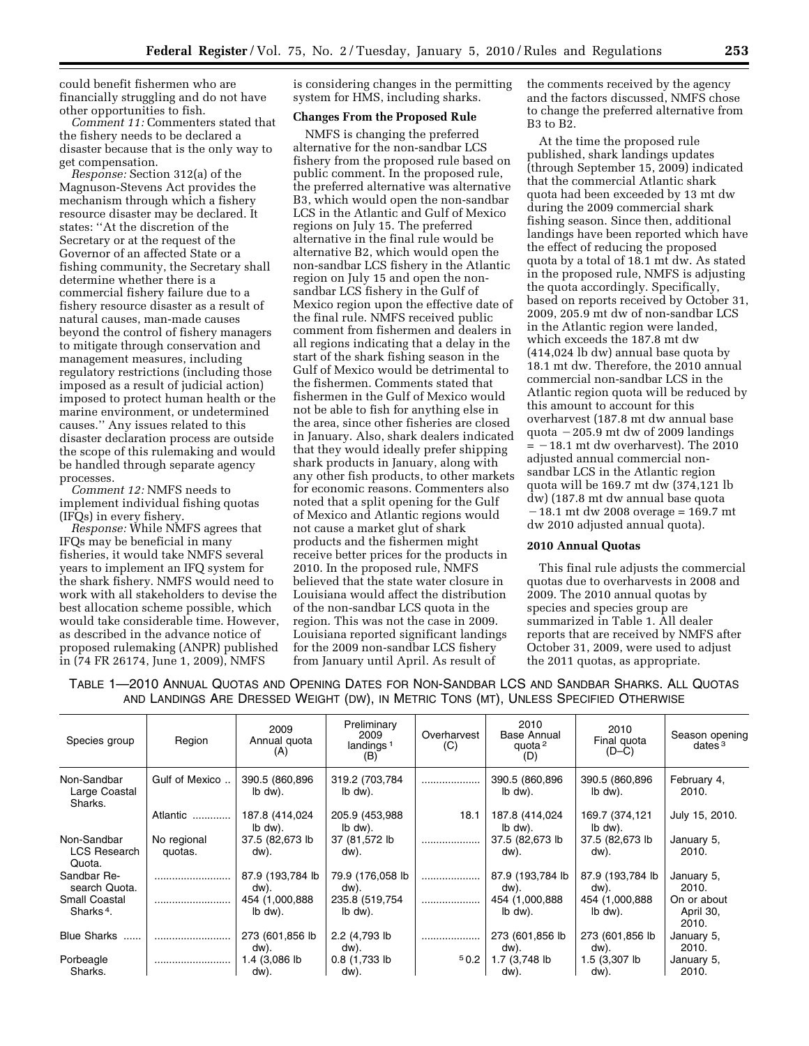could benefit fishermen who are financially struggling and do not have other opportunities to fish.

*Comment 11:* Commenters stated that the fishery needs to be declared a disaster because that is the only way to get compensation.

*Response:* Section 312(a) of the Magnuson-Stevens Act provides the mechanism through which a fishery resource disaster may be declared. It states: ''At the discretion of the Secretary or at the request of the Governor of an affected State or a fishing community, the Secretary shall determine whether there is a commercial fishery failure due to a fishery resource disaster as a result of natural causes, man-made causes beyond the control of fishery managers to mitigate through conservation and management measures, including regulatory restrictions (including those imposed as a result of judicial action) imposed to protect human health or the marine environment, or undetermined causes.'' Any issues related to this disaster declaration process are outside the scope of this rulemaking and would be handled through separate agency processes.

*Comment 12:* NMFS needs to implement individual fishing quotas (IFQs) in every fishery.

*Response:* While NMFS agrees that IFQs may be beneficial in many fisheries, it would take NMFS several years to implement an IFQ system for the shark fishery. NMFS would need to work with all stakeholders to devise the best allocation scheme possible, which would take considerable time. However, as described in the advance notice of proposed rulemaking (ANPR) published in (74 FR 26174, June 1, 2009), NMFS is considering changes in the permitting system for HMS, including sharks.

**Changes From the Proposed Rule**

NMFS is changing the preferred alternative for the non-sandbar LCS fishery from the proposed rule based on public comment. In the proposed rule, the preferred alternative was alternative B3, which would open the non-sandbar LCS in the Atlantic and Gulf of Mexico regions on July 15. The preferred alternative in the final rule would be alternative B2, which would open the non-sandbar LCS fishery in the Atlantic region on July 15 and open the non-sandbar LCS fishery in the Gulf of Mexico region upon the effective date of the final rule. NMFS received public comment from fishermen and dealers in all regions indicating that a delay in the start of the shark fishing season in the Gulf of Mexico would be detrimental to the fishermen. Comments stated that fishermen in the Gulf of Mexico would not be able to fish for anything else in the area, since other fisheries are closed in January. Also, shark dealers indicated that they would ideally prefer shipping shark products in January, along with any other fish products, to other markets for economic reasons. Commenters also noted that a split opening for the Gulf of Mexico and Atlantic regions would not cause a market glut of shark products and the fishermen might receive better prices for the products in 2010. In the proposed rule, NMFS believed that the state water closure in Louisiana would affect the distribution of the non-sandbar LCS quota in the region. This was not the case in 2009. Louisiana reported significant landings for the 2009 non-sandbar LCS fishery from January until April. As result of the comments received by the agency and the factors discussed, NMFS chose to change the preferred alternative from B3 to B2.

At the time the proposed rule published, shark landings updates (through September 15, 2009) indicated that the commercial Atlantic shark quota had been exceeded by 13 mt dw during the 2009 commercial shark fishing season. Since then, additional landings have been reported which have the effect of reducing the proposed quota by a total of 18.1 mt dw. As stated in the proposed rule, NMFS is adjusting the quota accordingly. Specifically, based on reports received by October 31, 2009, 205.9 mt dw of non-sandbar LCS in the Atlantic region were landed, which exceeds the 187.8 mt dw (414,024 lb dw) annual base quota by 18.1 mt dw. Therefore, the 2010 annual commercial non-sandbar LCS in the Atlantic region quota will be reduced by this amount to account for this overharvest (187.8 mt dw annual base quota − 205.9 mt dw of 2009 landings = − 18.1 mt dw overharvest). The 2010 adjusted annual commercial non-sandbar LCS in the Atlantic region quota will be 169.7 mt dw (374,121 lb dw) (187.8 mt dw annual base quota − 18.1 mt dw 2008 overage = 169.7 mt dw 2010 adjusted annual quota).

**2010 Annual Quotas**

This final rule adjusts the commercial quotas due to overharvests in 2008 and 2009. The 2010 annual quotas by species and species group are summarized in Table 1. All dealer reports that are received by NMFS after October 31, 2009, were used to adjust the 2011 quotas, as appropriate.

TABLE 1—2010 ANNUAL QUOTAS AND OPENING DATES FOR NON-SANDBAR LCS AND SANDBAR SHARKS. ALL QUOTAS AND LANDINGS ARE DRESSED WEIGHT (DW), IN METRIC TONS (MT), UNLESS SPECIFIED OTHERWISE

| Species group | Region | 2009 Annual quota (A) | Preliminary 2009 landings [1] (B) | Overharvest (C) | 2010 Base Annual quota [2] (D) | 2010 Final quota (D–C) | Season opening dates [3] |
|---|---|---|---|---|---|---|---|
| Non-Sandbar Large Coastal Sharks. | Gulf of Mexico .. | 390.5 (860,896 lb dw). | 319.2 (703,784 lb dw). | .................... | 390.5 (860,896 lb dw). | 390.5 (860,896 lb dw). | February 4, 2010. |
| | Atlantic ............. | 187.8 (414,024 lb dw). | 205.9 (453,988 lb dw). | 18.1 | 187.8 (414,024 lb dw). | 169.7 (374,121 lb dw). | July 15, 2010. |
| Non-Sandbar LCS Research Quota. | No regional quotas. | 37.5 (82,673 lb dw). | 37 (81,572 lb dw). | .................... | 37.5 (82,673 lb dw). | 37.5 (82,673 lb dw). | January 5, 2010. |
| Sandbar Research Quota. | .......................... | 87.9 (193,784 lb dw). | 79.9 (176,058 lb dw). | .................... | 87.9 (193,784 lb dw). | 87.9 (193,784 lb dw). | January 5, 2010. |
| Small Coastal Sharks [4]. | .......................... | 454 (1,000,888 lb dw). | 235.8 (519,754 lb dw). | .................... | 454 (1,000,888 lb dw). | 454 (1,000,888 lb dw). | On or about April 30, 2010. |
| Blue Sharks ...... | .......................... | 273 (601,856 lb dw). | 2.2 (4,793 lb dw). | .................... | 273 (601,856 lb dw). | 273 (601,856 lb dw). | January 5, 2010. |
| Porbeagle Sharks. | .......................... | 1.4 (3,086 lb dw). | 0.8 (1,733 lb dw). | [5] 0.2 | 1.7 (3,748 lb dw). | 1.5 (3,307 lb dw). | January 5, 2010. |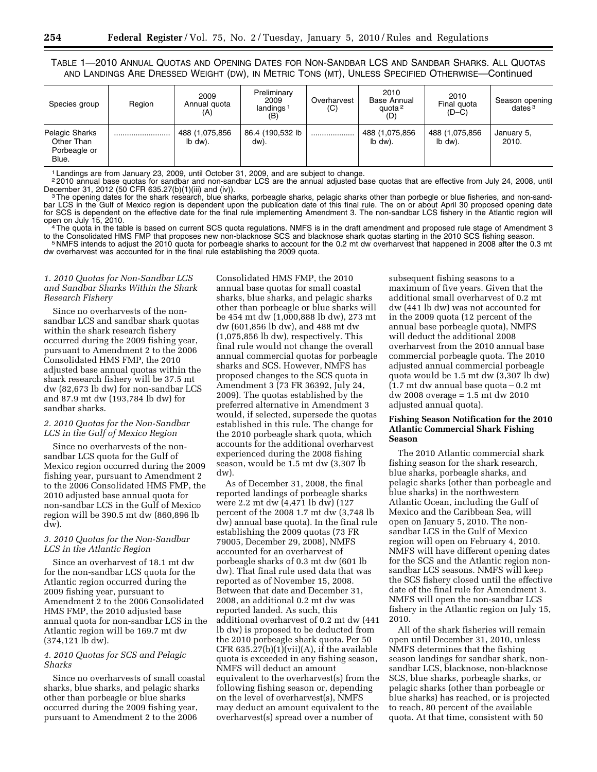TABLE 1—2010 ANNUAL QUOTAS AND OPENING DATES FOR NON-SANDBAR LCS AND SANDBAR SHARKS. ALL QUOTAS AND LANDINGS ARE DRESSED WEIGHT (DW), IN METRIC TONS (MT), UNLESS SPECIFIED OTHERWISE—Continued

| Species group | Region | 2009 Annual quota (A) | Preliminary 2009 landings [1] (B) | Overharvest (C) | 2010 Base Annual quota [2] (D) | 2010 Final quota (D–C) | Season opening dates [3] |
|---|---|---|---|---|---|---|---|
| Pelagic Sharks Other Than Porbeagle or Blue. | ........................ | 488 (1,075,856 lb dw). | 86.4 (190,532 lb dw). | .................. | 488 (1,075,856 lb dw). | 488 (1,075,856 lb dw). | January 5, 2010. |

[1] Landings are from January 23, 2009, until October 31, 2009, and are subject to change.

[2] 2010 annual base quotas for sandbar and non-sandbar LCS are the annual adjusted base quotas that are effective from July 24, 2008, until December 31, 2012 (50 CFR 635.27(b)(1)(iii) and (iv)).

[3] The opening dates for the shark research, blue sharks, porbeagle sharks, pelagic sharks other than porbegle or blue fisheries, and non-sandbar LCS in the Gulf of Mexico region is dependent upon the publication date of this final rule. The on or about April 30 proposed opening date for SCS is dependent on the effective date for the final rule implementing Amendment 3. The non-sandbar LCS fishery in the Atlantic region will open on July 15, 2010.

[4] The quota in the table is based on current SCS quota regulations. NMFS is in the draft amendment and proposed rule stage of Amendment 3 to the Consolidated HMS FMP that proposes new non-blacknose SCS and blacknose shark quotas starting in the 2010 SCS fishing season.

[5] NMFS intends to adjust the 2010 quota for porbeagle sharks to account for the 0.2 mt dw overharvest that happened in 2008 after the 0.3 mt dw overharvest was accounted for in the final rule establishing the 2009 quota.

*1. 2010 Quotas for Non-Sandbar LCS and Sandbar Sharks Within the Shark Research Fishery*

Since no overharvests of the non-sandbar LCS and sandbar shark quotas within the shark research fishery occurred during the 2009 fishing year, pursuant to Amendment 2 to the 2006 Consolidated HMS FMP, the 2010 adjusted base annual quotas within the shark research fishery will be 37.5 mt dw (82,673 lb dw) for non-sandbar LCS and 87.9 mt dw (193,784 lb dw) for sandbar sharks.

*2. 2010 Quotas for the Non-Sandbar LCS in the Gulf of Mexico Region*

Since no overharvests of the non-sandbar LCS quota for the Gulf of Mexico region occurred during the 2009 fishing year, pursuant to Amendment 2 to the 2006 Consolidated HMS FMP, the 2010 adjusted base annual quota for non-sandbar LCS in the Gulf of Mexico region will be 390.5 mt dw (860,896 lb dw).

*3. 2010 Quotas for the Non-Sandbar LCS in the Atlantic Region*

Since an overharvest of 18.1 mt dw for the non-sandbar LCS quota for the Atlantic region occurred during the 2009 fishing year, pursuant to Amendment 2 to the 2006 Consolidated HMS FMP, the 2010 adjusted base annual quota for non-sandbar LCS in the Atlantic region will be 169.7 mt dw (374,121 lb dw).

*4. 2010 Quotas for SCS and Pelagic Sharks*

Since no overharvests of small coastal sharks, blue sharks, and pelagic sharks other than porbeagle or blue sharks occurred during the 2009 fishing year, pursuant to Amendment 2 to the 2006 Consolidated HMS FMP, the 2010 annual base quotas for small coastal sharks, blue sharks, and pelagic sharks other than porbeagle or blue sharks will be 454 mt dw (1,000,888 lb dw), 273 mt dw (601,856 lb dw), and 488 mt dw (1,075,856 lb dw), respectively. This final rule would not change the overall annual commercial quotas for porbeagle sharks and SCS. However, NMFS has proposed changes to the SCS quota in Amendment 3 (73 FR 36392, July 24, 2009). The quotas established by the preferred alternative in Amendment 3 would, if selected, supersede the quotas established in this rule. The change for the 2010 porbeagle shark quota, which accounts for the additional overharvest experienced during the 2008 fishing season, would be 1.5 mt dw (3,307 lb dw).

As of December 31, 2008, the final reported landings of porbeagle sharks were 2.2 mt dw (4,471 lb dw) (127 percent of the 2008 1.7 mt dw (3,748 lb dw) annual base quota). In the final rule establishing the 2009 quotas (73 FR 79005, December 29, 2008), NMFS accounted for an overharvest of porbeagle sharks of 0.3 mt dw (601 lb dw). That final rule used data that was reported as of November 15, 2008. Between that date and December 31, 2008, an additional 0.2 mt dw was reported landed. As such, this additional overharvest of 0.2 mt dw (441 lb dw) is proposed to be deducted from the 2010 porbeagle shark quota. Per 50 CFR 635.27(b)(1)(vii)(A), if the available quota is exceeded in any fishing season, NMFS will deduct an amount equivalent to the overharvest(s) from the following fishing season or, depending on the level of overharvest(s), NMFS may deduct an amount equivalent to the overharvest(s) spread over a number of subsequent fishing seasons to a maximum of five years. Given that the additional small overharvest of 0.2 mt dw (441 lb dw) was not accounted for in the 2009 quota (12 percent of the annual base porbeagle quota), NMFS will deduct the additional 2008 overharvest from the 2010 annual base commercial porbeagle quota. The 2010 adjusted annual commercial porbeagle quota would be 1.5 mt dw (3,307 lb dw) (1.7 mt dw annual base quota − 0.2 mt dw 2008 overage = 1.5 mt dw 2010 adjusted annual quota).

**Fishing Season Notification for the 2010 Atlantic Commercial Shark Fishing Season**

The 2010 Atlantic commercial shark fishing season for the shark research, blue sharks, porbeagle sharks, and pelagic sharks (other than porbeagle and blue sharks) in the northwestern Atlantic Ocean, including the Gulf of Mexico and the Caribbean Sea, will open on January 5, 2010. The non-sandbar LCS in the Gulf of Mexico region will open on February 4, 2010. NMFS will have different opening dates for the SCS and the Atlantic region non-sandbar LCS seasons. NMFS will keep the SCS fishery closed until the effective date of the final rule for Amendment 3. NMFS will open the non-sandbar LCS fishery in the Atlantic region on July 15, 2010.

All of the shark fisheries will remain open until December 31, 2010, unless NMFS determines that the fishing season landings for sandbar shark, non-sandbar LCS, blacknose, non-blacknose SCS, blue sharks, porbeagle sharks, or pelagic sharks (other than porbeagle or blue sharks) has reached, or is projected to reach, 80 percent of the available quota. At that time, consistent with 50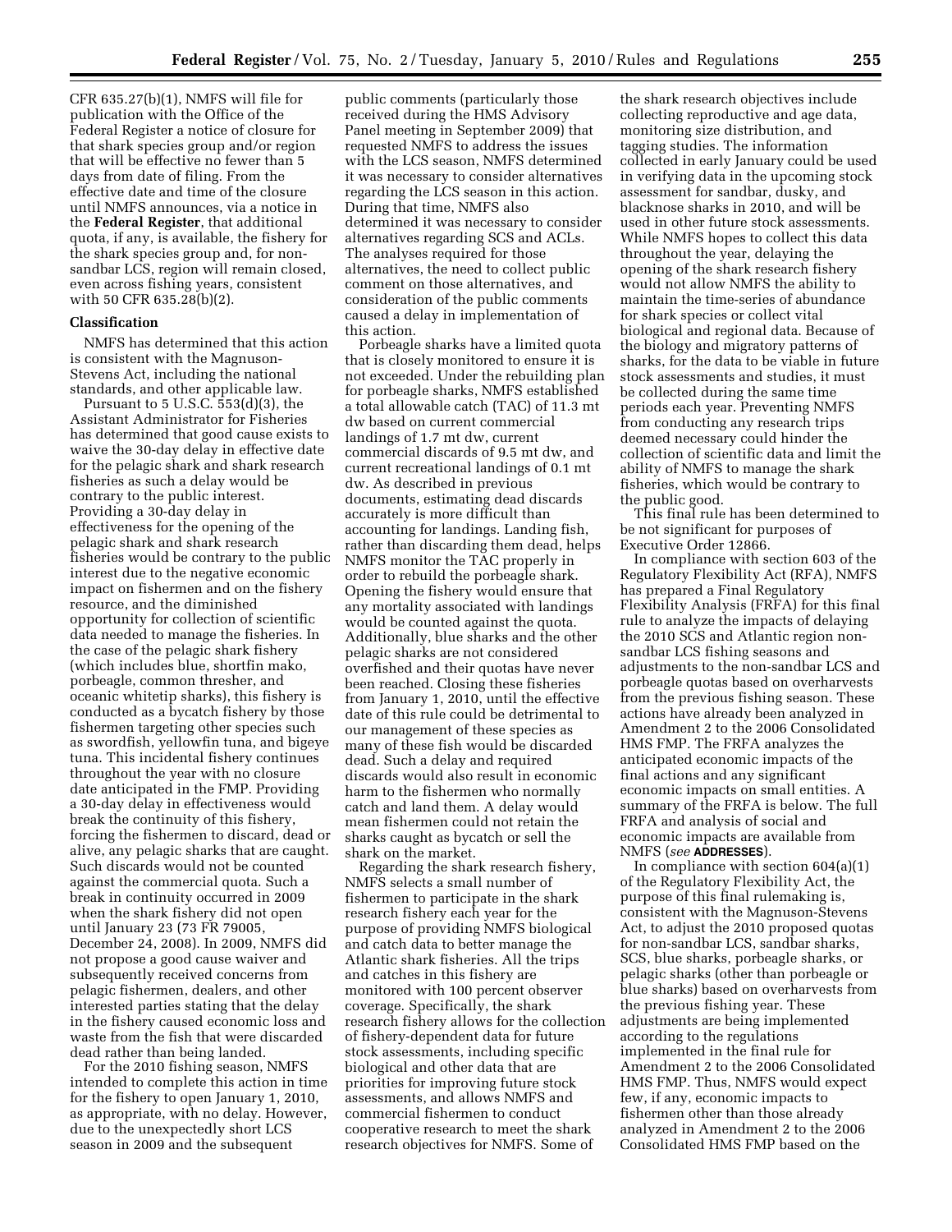CFR 635.27(b)(1), NMFS will file for publication with the Office of the Federal Register a notice of closure for that shark species group and/or region that will be effective no fewer than 5 days from date of filing. From the effective date and time of the closure until NMFS announces, via a notice in the **Federal Register**, that additional quota, if any, is available, the fishery for the shark species group and, for non-sandbar LCS, region will remain closed, even across fishing years, consistent with 50 CFR 635.28(b)(2).

## Classification

NMFS has determined that this action is consistent with the Magnuson-Stevens Act, including the national standards, and other applicable law.

Pursuant to 5 U.S.C. 553(d)(3), the Assistant Administrator for Fisheries has determined that good cause exists to waive the 30-day delay in effective date for the pelagic shark and shark research fisheries as such a delay would be contrary to the public interest. Providing a 30-day delay in effectiveness for the opening of the pelagic shark and shark research fisheries would be contrary to the public interest due to the negative economic impact on fishermen and on the fishery resource, and the diminished opportunity for collection of scientific data needed to manage the fisheries. In the case of the pelagic shark fishery (which includes blue, shortfin mako, porbeagle, common thresher, and oceanic whitetip sharks), this fishery is conducted as a bycatch fishery by those fishermen targeting other species such as swordfish, yellowfin tuna, and bigeye tuna. This incidental fishery continues throughout the year with no closure date anticipated in the FMP. Providing a 30-day delay in effectiveness would break the continuity of this fishery, forcing the fishermen to discard, dead or alive, any pelagic sharks that are caught. Such discards would not be counted against the commercial quota. Such a break in continuity occurred in 2009 when the shark fishery did not open until January 23 (73 FR 79005, December 24, 2008). In 2009, NMFS did not propose a good cause waiver and subsequently received concerns from pelagic fishermen, dealers, and other interested parties stating that the delay in the fishery caused economic loss and waste from the fish that were discarded dead rather than being landed.

For the 2010 fishing season, NMFS intended to complete this action in time for the fishery to open January 1, 2010, as appropriate, with no delay. However, due to the unexpectedly short LCS season in 2009 and the subsequent public comments (particularly those received during the HMS Advisory Panel meeting in September 2009) that requested NMFS to address the issues with the LCS season, NMFS determined it was necessary to consider alternatives regarding the LCS season in this action. During that time, NMFS also determined it was necessary to consider alternatives regarding SCS and ACLs. The analyses required for those alternatives, the need to collect public comment on those alternatives, and consideration of the public comments caused a delay in implementation of this action.

Porbeagle sharks have a limited quota that is closely monitored to ensure it is not exceeded. Under the rebuilding plan for porbeagle sharks, NMFS established a total allowable catch (TAC) of 11.3 mt dw based on current commercial landings of 1.7 mt dw, current commercial discards of 9.5 mt dw, and current recreational landings of 0.1 mt dw. As described in previous documents, estimating dead discards accurately is more difficult than accounting for landings. Landing fish, rather than discarding them dead, helps NMFS monitor the TAC properly in order to rebuild the porbeagle shark. Opening the fishery would ensure that any mortality associated with landings would be counted against the quota. Additionally, blue sharks and the other pelagic sharks are not considered overfished and their quotas have never been reached. Closing these fisheries from January 1, 2010, until the effective date of this rule could be detrimental to our management of these species as many of these fish would be discarded dead. Such a delay and required discards would also result in economic harm to the fishermen who normally catch and land them. A delay would mean fishermen could not retain the sharks caught as bycatch or sell the shark on the market.

Regarding the shark research fishery, NMFS selects a small number of fishermen to participate in the shark research fishery each year for the purpose of providing NMFS biological and catch data to better manage the Atlantic shark fisheries. All the trips and catches in this fishery are monitored with 100 percent observer coverage. Specifically, the shark research fishery allows for the collection of fishery-dependent data for future stock assessments, including specific biological and other data that are priorities for improving future stock assessments, and allows NMFS and commercial fishermen to conduct cooperative research to meet the shark research objectives for NMFS. Some of the shark research objectives include collecting reproductive and age data, monitoring size distribution, and tagging studies. The information collected in early January could be used in verifying data in the upcoming stock assessment for sandbar, dusky, and blacknose sharks in 2010, and will be used in other future stock assessments. While NMFS hopes to collect this data throughout the year, delaying the opening of the shark research fishery would not allow NMFS the ability to maintain the time-series of abundance for shark species or collect vital biological and regional data. Because of the biology and migratory patterns of sharks, for the data to be viable in future stock assessments and studies, it must be collected during the same time periods each year. Preventing NMFS from conducting any research trips deemed necessary could hinder the collection of scientific data and limit the ability of NMFS to manage the shark fisheries, which would be contrary to the public good.

This final rule has been determined to be not significant for purposes of Executive Order 12866.

In compliance with section 603 of the Regulatory Flexibility Act (RFA), NMFS has prepared a Final Regulatory Flexibility Analysis (FRFA) for this final rule to analyze the impacts of delaying the 2010 SCS and Atlantic region non-sandbar LCS fishing seasons and adjustments to the non-sandbar LCS and porbeagle quotas based on overharvests from the previous fishing season. These actions have already been analyzed in Amendment 2 to the 2006 Consolidated HMS FMP. The FRFA analyzes the anticipated economic impacts of the final actions and any significant economic impacts on small entities. A summary of the FRFA is below. The full FRFA and analysis of social and economic impacts are available from NMFS (*see* **ADDRESSES**).

In compliance with section 604(a)(1) of the Regulatory Flexibility Act, the purpose of this final rulemaking is, consistent with the Magnuson-Stevens Act, to adjust the 2010 proposed quotas for non-sandbar LCS, sandbar sharks, SCS, blue sharks, porbeagle sharks, or pelagic sharks (other than porbeagle or blue sharks) based on overharvests from the previous fishing year. These adjustments are being implemented according to the regulations implemented in the final rule for Amendment 2 to the 2006 Consolidated HMS FMP. Thus, NMFS would expect few, if any, economic impacts to fishermen other than those already analyzed in Amendment 2 to the 2006 Consolidated HMS FMP based on the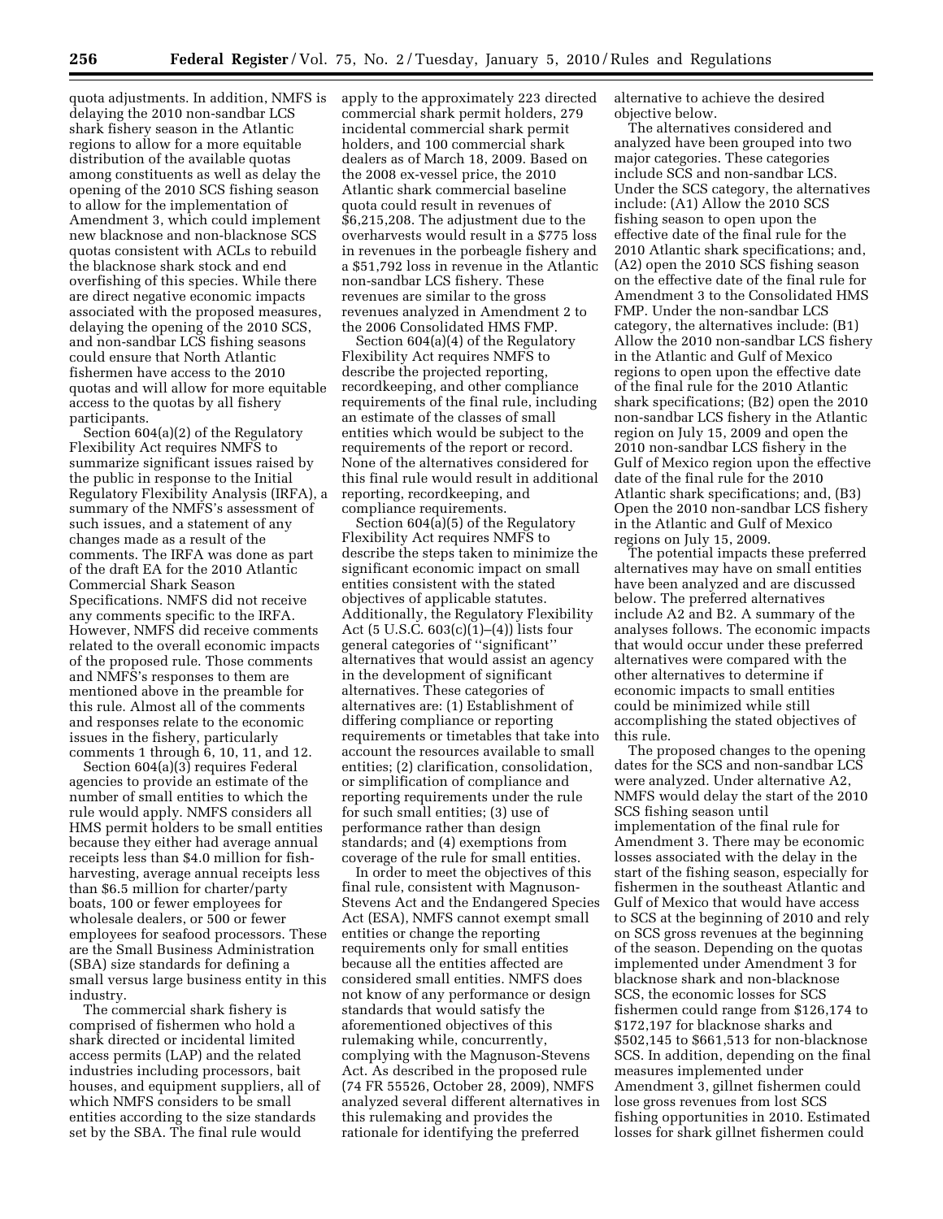quota adjustments. In addition, NMFS is delaying the 2010 non-sandbar LCS shark fishery season in the Atlantic regions to allow for a more equitable distribution of the available quotas among constituents as well as delay the opening of the 2010 SCS fishing season to allow for the implementation of Amendment 3, which could implement new blacknose and non-blacknose SCS quotas consistent with ACLs to rebuild the blacknose shark stock and end overfishing of this species. While there are direct negative economic impacts associated with the proposed measures, delaying the opening of the 2010 SCS, and non-sandbar LCS fishing seasons could ensure that North Atlantic fishermen have access to the 2010 quotas and will allow for more equitable access to the quotas by all fishery participants.

Section 604(a)(2) of the Regulatory Flexibility Act requires NMFS to summarize significant issues raised by the public in response to the Initial Regulatory Flexibility Analysis (IRFA), a summary of the NMFS's assessment of such issues, and a statement of any changes made as a result of the comments. The IRFA was done as part of the draft EA for the 2010 Atlantic Commercial Shark Season Specifications. NMFS did not receive any comments specific to the IRFA. However, NMFS did receive comments related to the overall economic impacts of the proposed rule. Those comments and NMFS's responses to them are mentioned above in the preamble for this rule. Almost all of the comments and responses relate to the economic issues in the fishery, particularly comments 1 through 6, 10, 11, and 12.

Section 604(a)(3) requires Federal agencies to provide an estimate of the number of small entities to which the rule would apply. NMFS considers all HMS permit holders to be small entities because they either had average annual receipts less than $4.0 million for fish-harvesting, average annual receipts less than $6.5 million for charter/party boats, 100 or fewer employees for wholesale dealers, or 500 or fewer employees for seafood processors. These are the Small Business Administration (SBA) size standards for defining a small versus large business entity in this industry.

The commercial shark fishery is comprised of fishermen who hold a shark directed or incidental limited access permits (LAP) and the related industries including processors, bait houses, and equipment suppliers, all of which NMFS considers to be small entities according to the size standards set by the SBA. The final rule would apply to the approximately 223 directed commercial shark permit holders, 279 incidental commercial shark permit holders, and 100 commercial shark dealers as of March 18, 2009. Based on the 2008 ex-vessel price, the 2010 Atlantic shark commercial baseline quota could result in revenues of $6,215,208. The adjustment due to the overharvests would result in a $775 loss in revenues in the porbeagle fishery and a $51,792 loss in revenue in the Atlantic non-sandbar LCS fishery. These revenues are similar to the gross revenues analyzed in Amendment 2 to the 2006 Consolidated HMS FMP.

Section 604(a)(4) of the Regulatory Flexibility Act requires NMFS to describe the projected reporting, recordkeeping, and other compliance requirements of the final rule, including an estimate of the classes of small entities which would be subject to the requirements of the report or record. None of the alternatives considered for this final rule would result in additional reporting, recordkeeping, and compliance requirements.

Section 604(a)(5) of the Regulatory Flexibility Act requires NMFS to describe the steps taken to minimize the significant economic impact on small entities consistent with the stated objectives of applicable statutes. Additionally, the Regulatory Flexibility Act (5 U.S.C. 603(c)(1)–(4)) lists four general categories of ''significant'' alternatives that would assist an agency in the development of significant alternatives. These categories of alternatives are: (1) Establishment of differing compliance or reporting requirements or timetables that take into account the resources available to small entities; (2) clarification, consolidation, or simplification of compliance and reporting requirements under the rule for such small entities; (3) use of performance rather than design standards; and (4) exemptions from coverage of the rule for small entities.

In order to meet the objectives of this final rule, consistent with Magnuson-Stevens Act and the Endangered Species Act (ESA), NMFS cannot exempt small entities or change the reporting requirements only for small entities because all the entities affected are considered small entities. NMFS does not know of any performance or design standards that would satisfy the aforementioned objectives of this rulemaking while, concurrently, complying with the Magnuson-Stevens Act. As described in the proposed rule (74 FR 55526, October 28, 2009), NMFS analyzed several different alternatives in this rulemaking and provides the rationale for identifying the preferred alternative to achieve the desired objective below.

The alternatives considered and analyzed have been grouped into two major categories. These categories include SCS and non-sandbar LCS. Under the SCS category, the alternatives include: (A1) Allow the 2010 SCS fishing season to open upon the effective date of the final rule for the 2010 Atlantic shark specifications; and, (A2) open the 2010 SCS fishing season on the effective date of the final rule for Amendment 3 to the Consolidated HMS FMP. Under the non-sandbar LCS category, the alternatives include: (B1) Allow the 2010 non-sandbar LCS fishery in the Atlantic and Gulf of Mexico regions to open upon the effective date of the final rule for the 2010 Atlantic shark specifications; (B2) open the 2010 non-sandbar LCS fishery in the Atlantic region on July 15, 2009 and open the 2010 non-sandbar LCS fishery in the Gulf of Mexico region upon the effective date of the final rule for the 2010 Atlantic shark specifications; and, (B3) Open the 2010 non-sandbar LCS fishery in the Atlantic and Gulf of Mexico regions on July 15, 2009.

The potential impacts these preferred alternatives may have on small entities have been analyzed and are discussed below. The preferred alternatives include A2 and B2. A summary of the analyses follows. The economic impacts that would occur under these preferred alternatives were compared with the other alternatives to determine if economic impacts to small entities could be minimized while still accomplishing the stated objectives of this rule.

The proposed changes to the opening dates for the SCS and non-sandbar LCS were analyzed. Under alternative A2, NMFS would delay the start of the 2010 SCS fishing season until implementation of the final rule for Amendment 3. There may be economic losses associated with the delay in the start of the fishing season, especially for fishermen in the southeast Atlantic and Gulf of Mexico that would have access to SCS at the beginning of 2010 and rely on SCS gross revenues at the beginning of the season. Depending on the quotas implemented under Amendment 3 for blacknose shark and non-blacknose SCS, the economic losses for SCS fishermen could range from $126,174 to $172,197 for blacknose sharks and $502,145 to $661,513 for non-blacknose SCS. In addition, depending on the final measures implemented under Amendment 3, gillnet fishermen could lose gross revenues from lost SCS fishing opportunities in 2010. Estimated losses for shark gillnet fishermen could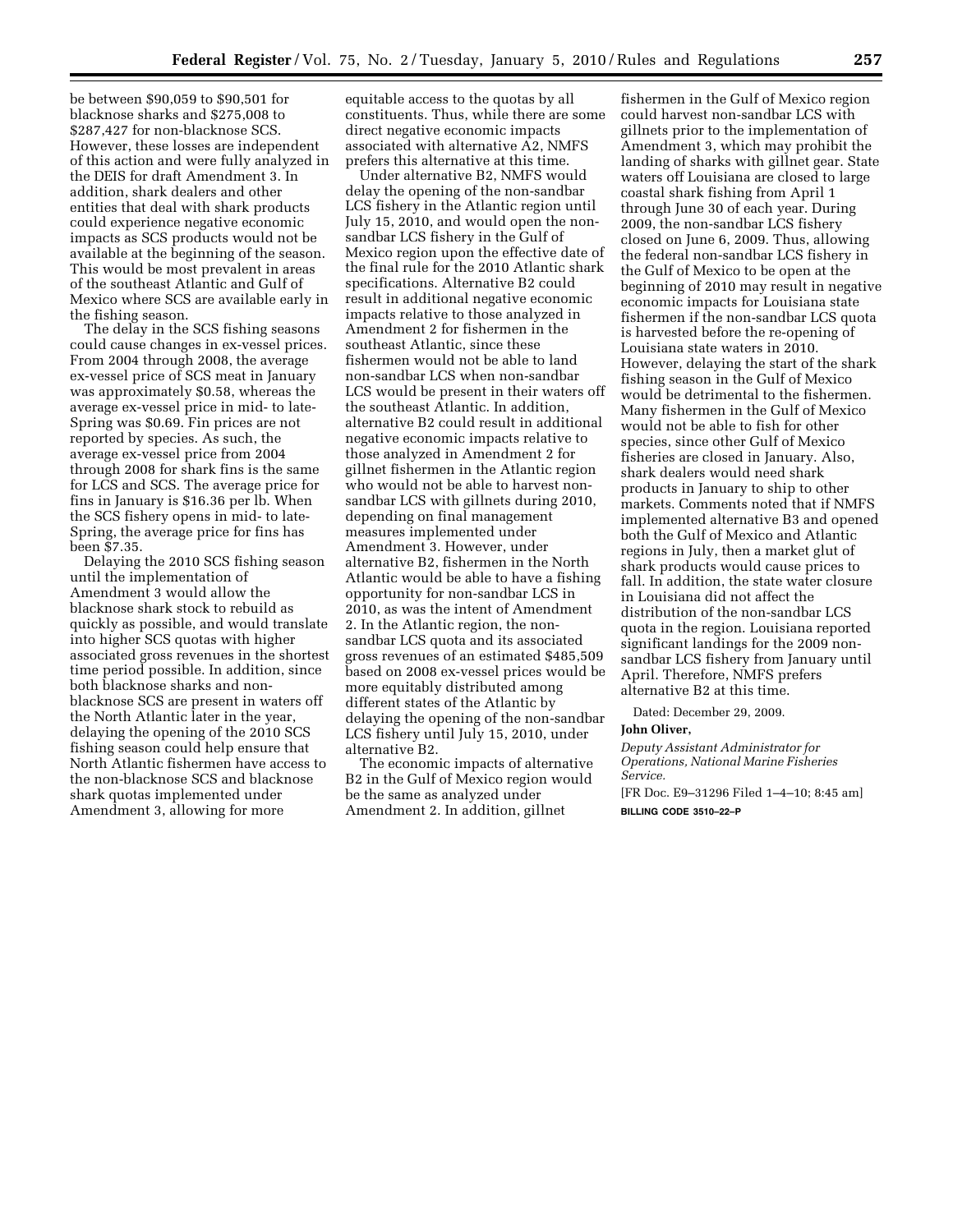be between $90,059 to $90,501 for blacknose sharks and $275,008 to $287,427 for non-blacknose SCS. However, these losses are independent of this action and were fully analyzed in the DEIS for draft Amendment 3. In addition, shark dealers and other entities that deal with shark products could experience negative economic impacts as SCS products would not be available at the beginning of the season. This would be most prevalent in areas of the southeast Atlantic and Gulf of Mexico where SCS are available early in the fishing season.

The delay in the SCS fishing seasons could cause changes in ex-vessel prices. From 2004 through 2008, the average ex-vessel price of SCS meat in January was approximately $0.58, whereas the average ex-vessel price in mid- to late-Spring was $0.69. Fin prices are not reported by species. As such, the average ex-vessel price from 2004 through 2008 for shark fins is the same for LCS and SCS. The average price for fins in January is $16.36 per lb. When the SCS fishery opens in mid- to late-Spring, the average price for fins has been $7.35.

Delaying the 2010 SCS fishing season until the implementation of Amendment 3 would allow the blacknose shark stock to rebuild as quickly as possible, and would translate into higher SCS quotas with higher associated gross revenues in the shortest time period possible. In addition, since both blacknose sharks and non-blacknose SCS are present in waters off the North Atlantic later in the year, delaying the opening of the 2010 SCS fishing season could help ensure that North Atlantic fishermen have access to the non-blacknose SCS and blacknose shark quotas implemented under Amendment 3, allowing for more equitable access to the quotas by all constituents. Thus, while there are some direct negative economic impacts associated with alternative A2, NMFS prefers this alternative at this time.

Under alternative B2, NMFS would delay the opening of the non-sandbar LCS fishery in the Atlantic region until July 15, 2010, and would open the non-sandbar LCS fishery in the Gulf of Mexico region upon the effective date of the final rule for the 2010 Atlantic shark specifications. Alternative B2 could result in additional negative economic impacts relative to those analyzed in Amendment 2 for fishermen in the southeast Atlantic, since these fishermen would not be able to land non-sandbar LCS when non-sandbar LCS would be present in their waters off the southeast Atlantic. In addition, alternative B2 could result in additional negative economic impacts relative to those analyzed in Amendment 2 for gillnet fishermen in the Atlantic region who would not be able to harvest non-sandbar LCS with gillnets during 2010, depending on final management measures implemented under Amendment 3. However, under alternative B2, fishermen in the North Atlantic would be able to have a fishing opportunity for non-sandbar LCS in 2010, as was the intent of Amendment 2. In the Atlantic region, the non-sandbar LCS quota and its associated gross revenues of an estimated $485,509 based on 2008 ex-vessel prices would be more equitably distributed among different states of the Atlantic by delaying the opening of the non-sandbar LCS fishery until July 15, 2010, under alternative B2.

The economic impacts of alternative B2 in the Gulf of Mexico region would be the same as analyzed under Amendment 2. In addition, gillnet fishermen in the Gulf of Mexico region could harvest non-sandbar LCS with gillnets prior to the implementation of Amendment 3, which may prohibit the landing of sharks with gillnet gear. State waters off Louisiana are closed to large coastal shark fishing from April 1 through June 30 of each year. During 2009, the non-sandbar LCS fishery closed on June 6, 2009. Thus, allowing the federal non-sandbar LCS fishery in the Gulf of Mexico to be open at the beginning of 2010 may result in negative economic impacts for Louisiana state fishermen if the non-sandbar LCS quota is harvested before the re-opening of Louisiana state waters in 2010. However, delaying the start of the shark fishing season in the Gulf of Mexico would be detrimental to the fishermen. Many fishermen in the Gulf of Mexico would not be able to fish for other species, since other Gulf of Mexico fisheries are closed in January. Also, shark dealers would need shark products in January to ship to other markets. Comments noted that if NMFS implemented alternative B3 and opened both the Gulf of Mexico and Atlantic regions in July, then a market glut of shark products would cause prices to fall. In addition, the state water closure in Louisiana did not affect the distribution of the non-sandbar LCS quota in the region. Louisiana reported significant landings for the 2009 non-sandbar LCS fishery from January until April. Therefore, NMFS prefers alternative B2 at this time.

Dated: December 29, 2009.

**John Oliver,**

*Deputy Assistant Administrator for Operations, National Marine Fisheries Service.*

[FR Doc. E9–31296 Filed 1–4–10; 8:45 am]

**BILLING CODE 3510–22–P**